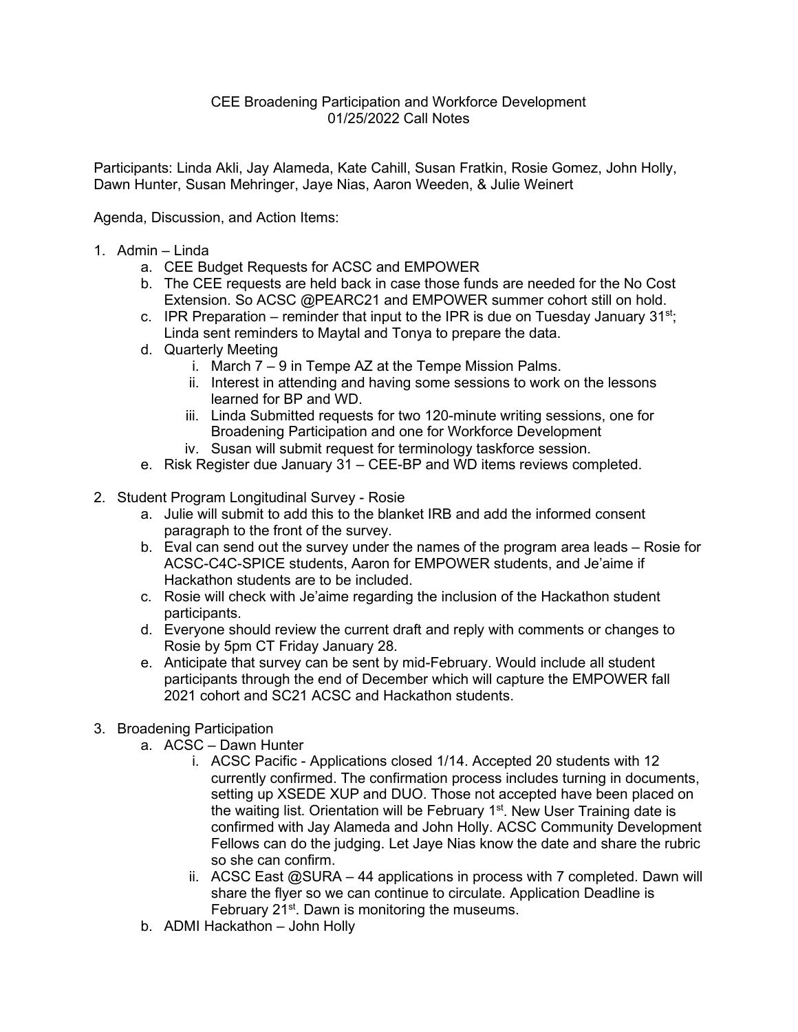CEE Broadening Participation and Workforce Development
01/25/2022 Call Notes

Participants: Linda Akli, Jay Alameda, Kate Cahill, Susan Fratkin, Rosie Gomez, John Holly, Dawn Hunter, Susan Mehringer, Jaye Nias, Aaron Weeden, & Julie Weinert

Agenda, Discussion, and Action Items:

1. Admin – Linda
   a. CEE Budget Requests for ACSC and EMPOWER
   b. The CEE requests are held back in case those funds are needed for the No Cost Extension. So ACSC @PEARC21 and EMPOWER summer cohort still on hold.
   c. IPR Preparation – reminder that input to the IPR is due on Tuesday January 31st; Linda sent reminders to Maytal and Tonya to prepare the data.
   d. Quarterly Meeting
      i. March 7 – 9 in Tempe AZ at the Tempe Mission Palms.
      ii. Interest in attending and having some sessions to work on the lessons learned for BP and WD.
      iii. Linda Submitted requests for two 120-minute writing sessions, one for Broadening Participation and one for Workforce Development
      iv. Susan will submit request for terminology taskforce session.
   e. Risk Register due January 31 – CEE-BP and WD items reviews completed.

2. Student Program Longitudinal Survey - Rosie
   a. Julie will submit to add this to the blanket IRB and add the informed consent paragraph to the front of the survey.
   b. Eval can send out the survey under the names of the program area leads – Rosie for ACSC-C4C-SPICE students, Aaron for EMPOWER students, and Je'aime if Hackathon students are to be included.
   c. Rosie will check with Je'aime regarding the inclusion of the Hackathon student participants.
   d. Everyone should review the current draft and reply with comments or changes to Rosie by 5pm CT Friday January 28.
   e. Anticipate that survey can be sent by mid-February. Would include all student participants through the end of December which will capture the EMPOWER fall 2021 cohort and SC21 ACSC and Hackathon students.

3. Broadening Participation
   a. ACSC – Dawn Hunter
      i. ACSC Pacific - Applications closed 1/14. Accepted 20 students with 12 currently confirmed. The confirmation process includes turning in documents, setting up XSEDE XUP and DUO. Those not accepted have been placed on the waiting list. Orientation will be February 1st. New User Training date is confirmed with Jay Alameda and John Holly. ACSC Community Development Fellows can do the judging. Let Jaye Nias know the date and share the rubric so she can confirm.
      ii. ACSC East @SURA – 44 applications in process with 7 completed. Dawn will share the flyer so we can continue to circulate. Application Deadline is February 21st. Dawn is monitoring the museums.
   b. ADMI Hackathon – John Holly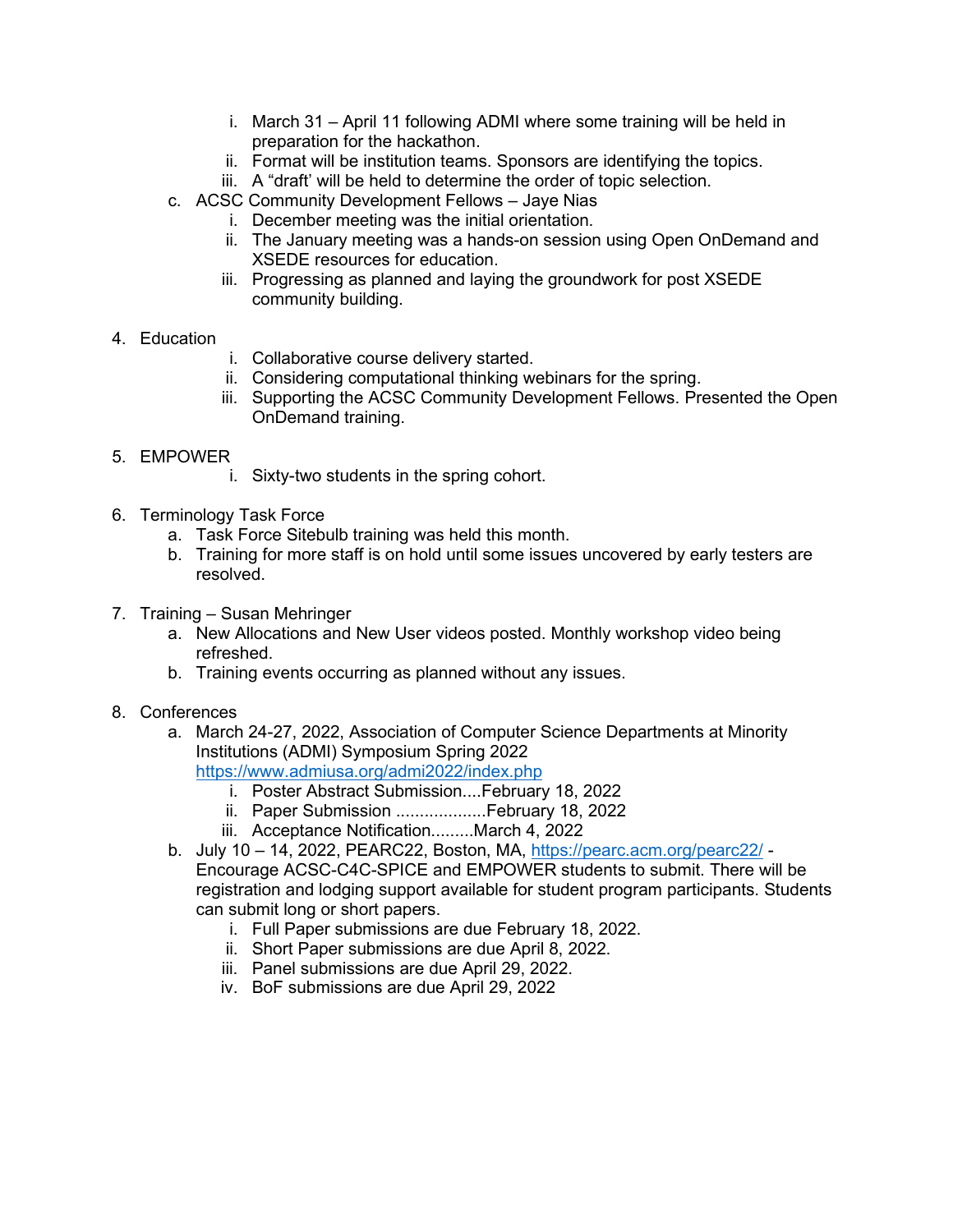i. March 31 – April 11 following ADMI where some training will be held in preparation for the hackathon.
   ii. Format will be institution teams. Sponsors are identifying the topics.
   iii. A "draft' will be held to determine the order of topic selection.

c. ACSC Community Development Fellows – Jaye Nias
   i. December meeting was the initial orientation.
   ii. The January meeting was a hands-on session using Open OnDemand and XSEDE resources for education.
   iii. Progressing as planned and laying the groundwork for post XSEDE community building.

4. Education
   i. Collaborative course delivery started.
   ii. Considering computational thinking webinars for the spring.
   iii. Supporting the ACSC Community Development Fellows. Presented the Open OnDemand training.

5. EMPOWER
   i. Sixty-two students in the spring cohort.

6. Terminology Task Force
   a. Task Force Sitebulb training was held this month.
   b. Training for more staff is on hold until some issues uncovered by early testers are resolved.

7. Training – Susan Mehringer
   a. New Allocations and New User videos posted. Monthly workshop video being refreshed.
   b. Training events occurring as planned without any issues.

8. Conferences
   a. March 24-27, 2022, Association of Computer Science Departments at Minority Institutions (ADMI) Symposium Spring 2022 https://www.admiusa.org/admi2022/index.php
      i. Poster Abstract Submission....February 18, 2022
      ii. Paper Submission ...................February 18, 2022
      iii. Acceptance Notification.........March 4, 2022
   b. July 10 – 14, 2022, PEARC22, Boston, MA, https://pearc.acm.org/pearc22/ - Encourage ACSC-C4C-SPICE and EMPOWER students to submit. There will be registration and lodging support available for student program participants. Students can submit long or short papers.
      i. Full Paper submissions are due February 18, 2022.
      ii. Short Paper submissions are due April 8, 2022.
      iii. Panel submissions are due April 29, 2022.
      iv. BoF submissions are due April 29, 2022